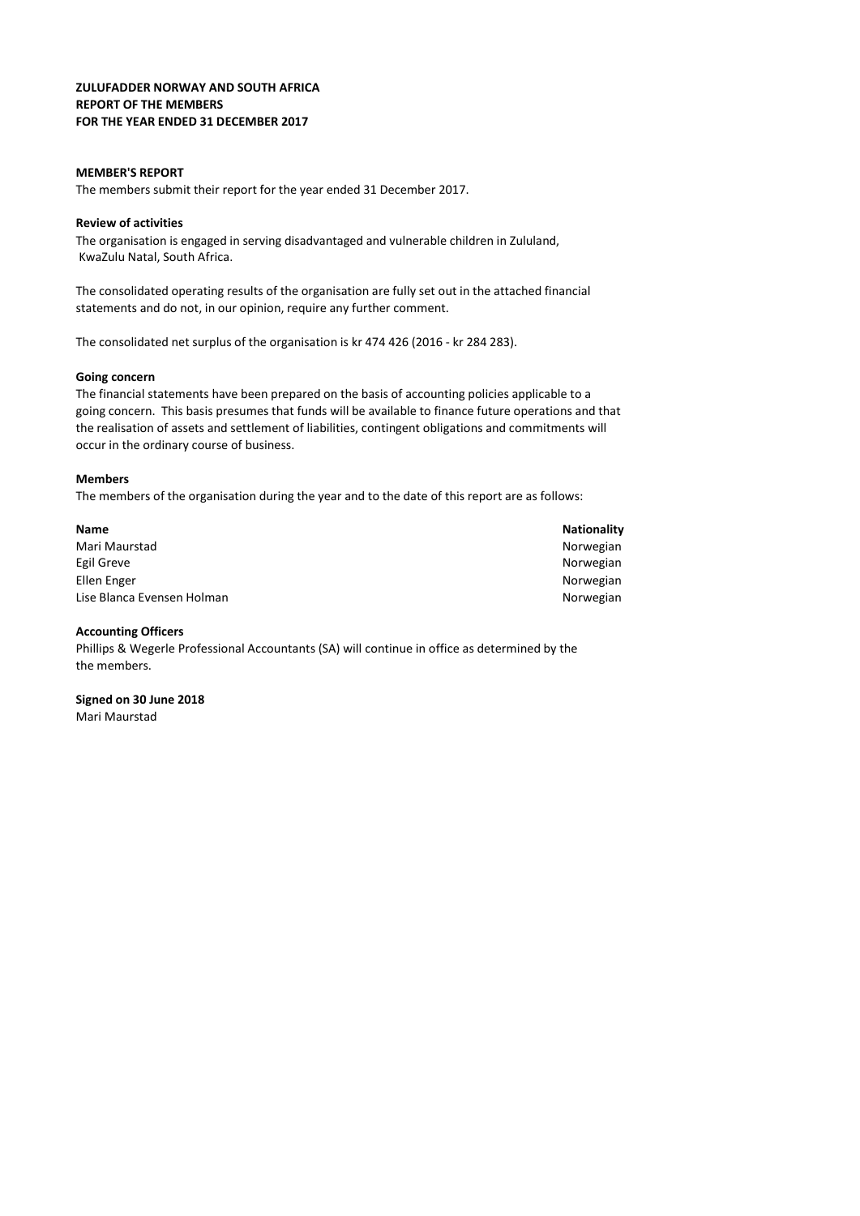**ZULUFADDER NORWAY AND SOUTH AFRICA**
**REPORT OF THE MEMBERS**
**FOR THE YEAR ENDED 31 DECEMBER 2017**

**MEMBER'S REPORT**

The members submit their report for the year ended 31 December 2017.

**Review of activities**

The organisation is engaged in serving disadvantaged and vulnerable children in Zululand, KwaZulu Natal, South Africa.

The consolidated operating results of the organisation are fully set out in the attached financial statements and do not, in our opinion, require any further comment.

The consolidated net surplus of the organisation is kr 474 426 (2016 - kr 284 283).

**Going concern**

The financial statements have been prepared on the basis of accounting policies applicable to a going concern. This basis presumes that funds will be available to finance future operations and that the realisation of assets and settlement of liabilities, contingent obligations and commitments will occur in the ordinary course of business.

**Members**

The members of the organisation during the year and to the date of this report are as follows:

| Name | Nationality |
|---|---|
| Mari Maurstad | Norwegian |
| Egil Greve | Norwegian |
| Ellen Enger | Norwegian |
| Lise Blanca Evensen Holman | Norwegian |

**Accounting Officers**

Phillips & Wegerle Professional Accountants (SA) will continue in office as determined by the the members.

**Signed on 30 June 2018**

Mari Maurstad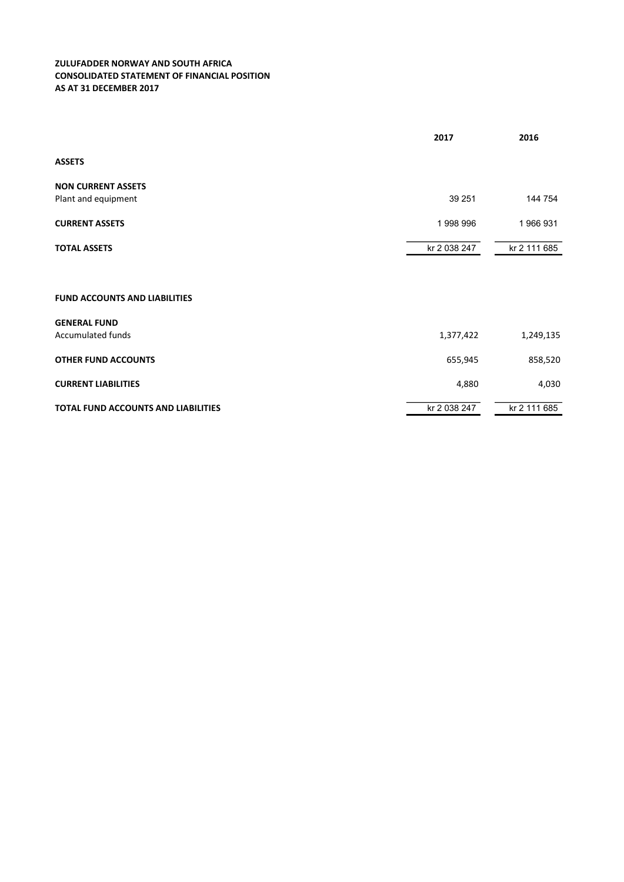**ZULUFADDER NORWAY AND SOUTH AFRICA**
**CONSOLIDATED STATEMENT OF FINANCIAL POSITION**
**AS AT 31 DECEMBER 2017**

| | 2017 | 2016 |
|---|---|---|
| **ASSETS** | | |
| **NON CURRENT ASSETS** | | |
| Plant and equipment | 39 251 | 144 754 |
| **CURRENT ASSETS** | 1 998 996 | 1 966 931 |
| **TOTAL ASSETS** | kr 2 038 247 | kr 2 111 685 |
| | | |
| **FUND ACCOUNTS AND LIABILITIES** | | |
| **GENERAL FUND** | | |
| Accumulated funds | 1,377,422 | 1,249,135 |
| **OTHER FUND ACCOUNTS** | 655,945 | 858,520 |
| **CURRENT LIABILITIES** | 4,880 | 4,030 |
| **TOTAL FUND ACCOUNTS AND LIABILITIES** | kr 2 038 247 | kr 2 111 685 |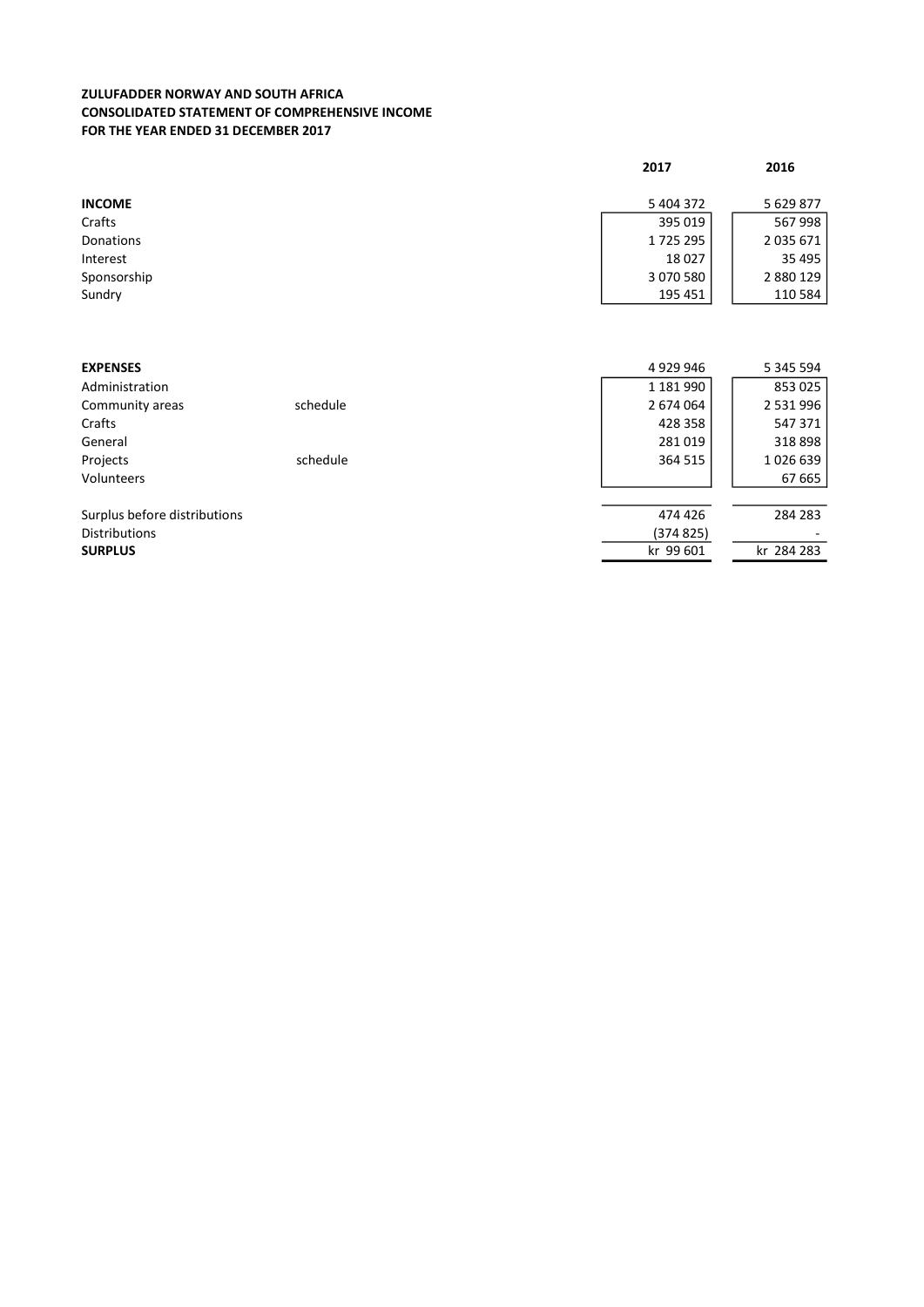**ZULUFADDER NORWAY AND SOUTH AFRICA**
**CONSOLIDATED STATEMENT OF COMPREHENSIVE INCOME**
**FOR THE YEAR ENDED 31 DECEMBER 2017**

| | | 2017 | 2016 |
|---|---|---|---|
| **INCOME** | | 5 404 372 | 5 629 877 |
| Crafts | | 395 019 | 567 998 |
| Donations | | 1 725 295 | 2 035 671 |
| Interest | | 18 027 | 35 495 |
| Sponsorship | | 3 070 580 | 2 880 129 |
| Sundry | | 195 451 | 110 584 |
| | | | |
| **EXPENSES** | | 4 929 946 | 5 345 594 |
| Administration | | 1 181 990 | 853 025 |
| Community areas | schedule | 2 674 064 | 2 531 996 |
| Crafts | | 428 358 | 547 371 |
| General | | 281 019 | 318 898 |
| Projects | schedule | 364 515 | 1 026 639 |
| Volunteers | | | 67 665 |
| | | | |
| Surplus before distributions | | 474 426 | 284 283 |
| Distributions | | (374 825) | - |
| **SURPLUS** | | kr 99 601 | kr 284 283 |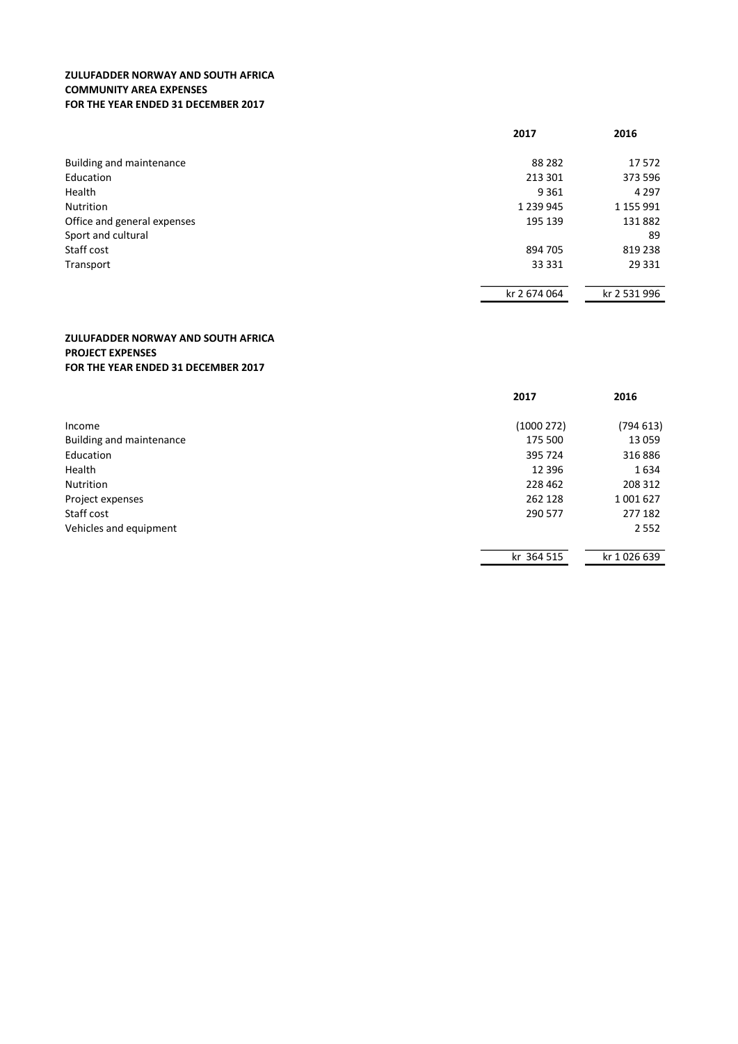**ZULUFADDER NORWAY AND SOUTH AFRICA**
**COMMUNITY AREA EXPENSES**
**FOR THE YEAR ENDED 31 DECEMBER 2017**

| | **2017** | **2016** |
|---|---|---|
| Building and maintenance | 88 282 | 17 572 |
| Education | 213 301 | 373 596 |
| Health | 9 361 | 4 297 |
| Nutrition | 1 239 945 | 1 155 991 |
| Office and general expenses | 195 139 | 131 882 |
| Sport and cultural | | 89 |
| Staff cost | 894 705 | 819 238 |
| Transport | 33 331 | 29 331 |
| | kr 2 674 064 | kr 2 531 996 |

**ZULUFADDER NORWAY AND SOUTH AFRICA**
**PROJECT EXPENSES**
**FOR THE YEAR ENDED 31 DECEMBER 2017**

| | **2017** | **2016** |
|---|---|---|
| Income | (1000 272) | (794 613) |
| Building and maintenance | 175 500 | 13 059 |
| Education | 395 724 | 316 886 |
| Health | 12 396 | 1 634 |
| Nutrition | 228 462 | 208 312 |
| Project expenses | 262 128 | 1 001 627 |
| Staff cost | 290 577 | 277 182 |
| Vehicles and equipment | | 2 552 |
| | kr 364 515 | kr 1 026 639 |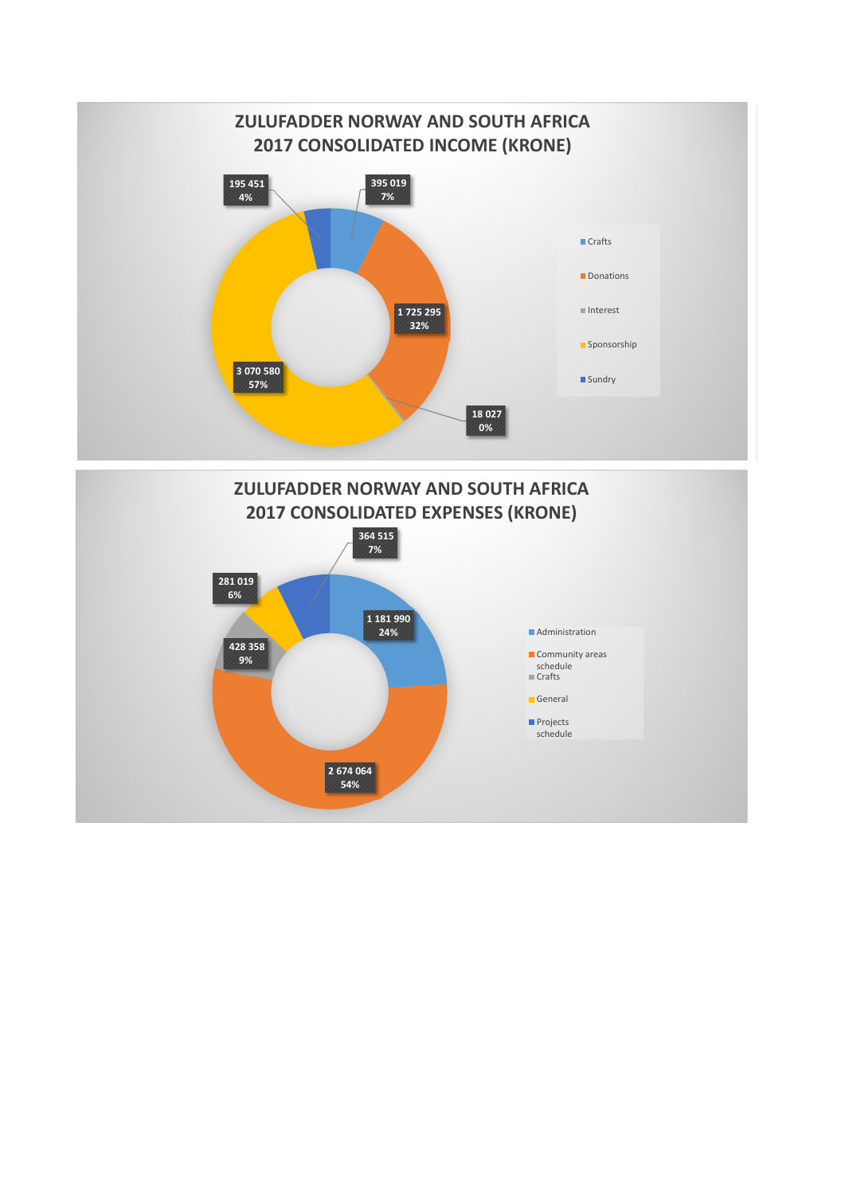## ZULUFADDER NORWAY AND SOUTH AFRICA 2017 CONSOLIDATED INCOME (KRONE)

| Category | Amount | Percentage |
|---|---|---|
| Crafts | 395 019 | 7% |
| Donations | 1 725 295 | 32% |
| Interest | 18 027 | 0% |
| Sponsorship | 3 070 580 | 57% |
| Sundry | 195 451 | 4% |

## ZULUFADDER NORWAY AND SOUTH AFRICA 2017 CONSOLIDATED EXPENSES (KRONE)

| Category | Amount | Percentage |
|---|---|---|
| Administration | 1 181 990 | 24% |
| Community areas schedule | 2 674 064 | 54% |
| Crafts | 428 358 | 9% |
| General | 281 019 | 6% |
| Projects schedule | 364 515 | 7% |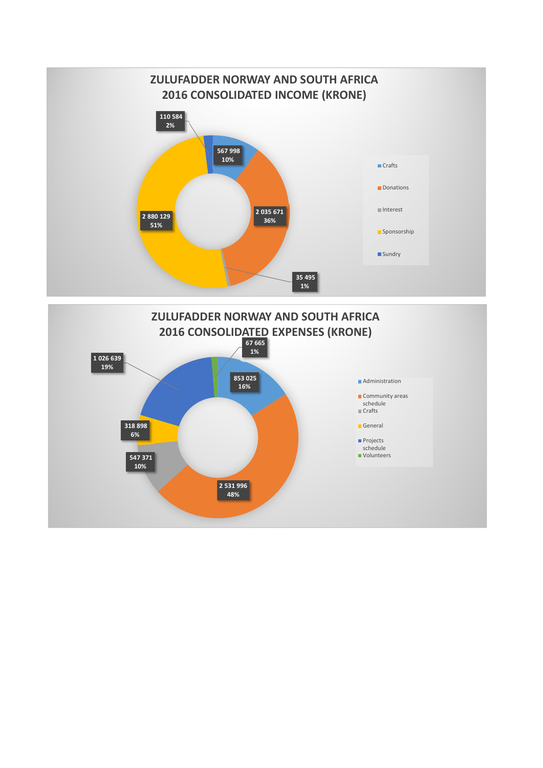ZULUFADDER NORWAY AND SOUTH AFRICA
2016 CONSOLIDATED INCOME (KRONE)

110 584
2%

567 998
10%

2 035 671
36%

2 880 129
51%

35 495
1%

Crafts
Donations
Interest
Sponsorship
Sundry

ZULUFADDER NORWAY AND SOUTH AFRICA
2016 CONSOLIDATED EXPENSES (KRONE)

67 665
1%

1 026 639
19%

853 025
16%

318 898
6%

547 371
10%

2 531 996
48%

Administration
Community areas schedule
Crafts
General
Projects schedule
Volunteers